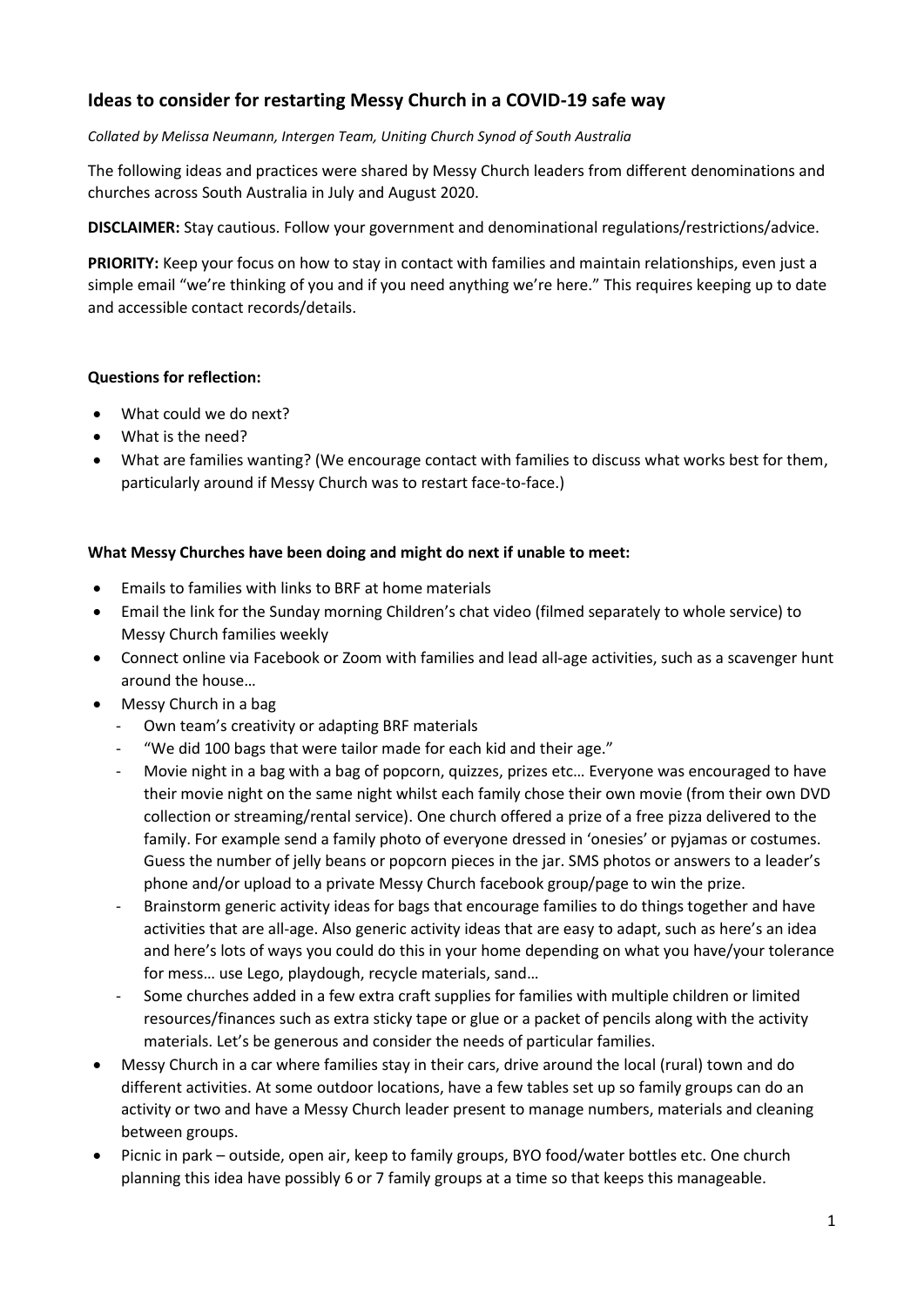## Ideas to consider for restarting Messy Church in a COVID-19 safe way

*Collated by Melissa Neumann, Intergen Team, Uniting Church Synod of South Australia*

The following ideas and practices were shared by Messy Church leaders from different denominations and churches across South Australia in July and August 2020.

**DISCLAIMER:** Stay cautious. Follow your government and denominational regulations/restrictions/advice.

**PRIORITY:** Keep your focus on how to stay in contact with families and maintain relationships, even just a simple email "we're thinking of you and if you need anything we're here." This requires keeping up to date and accessible contact records/details.

**Questions for reflection:**

- What could we do next?
- What is the need?
- What are families wanting? (We encourage contact with families to discuss what works best for them, particularly around if Messy Church was to restart face-to-face.)

**What Messy Churches have been doing and might do next if unable to meet:**

- Emails to families with links to BRF at home materials
- Email the link for the Sunday morning Children's chat video (filmed separately to whole service) to Messy Church families weekly
- Connect online via Facebook or Zoom with families and lead all-age activities, such as a scavenger hunt around the house…
- Messy Church in a bag
  - Own team's creativity or adapting BRF materials
  - "We did 100 bags that were tailor made for each kid and their age."
  - Movie night in a bag with a bag of popcorn, quizzes, prizes etc… Everyone was encouraged to have their movie night on the same night whilst each family chose their own movie (from their own DVD collection or streaming/rental service). One church offered a prize of a free pizza delivered to the family. For example send a family photo of everyone dressed in 'onesies' or pyjamas or costumes. Guess the number of jelly beans or popcorn pieces in the jar. SMS photos or answers to a leader's phone and/or upload to a private Messy Church facebook group/page to win the prize.
  - Brainstorm generic activity ideas for bags that encourage families to do things together and have activities that are all-age. Also generic activity ideas that are easy to adapt, such as here's an idea and here's lots of ways you could do this in your home depending on what you have/your tolerance for mess… use Lego, playdough, recycle materials, sand…
  - Some churches added in a few extra craft supplies for families with multiple children or limited resources/finances such as extra sticky tape or glue or a packet of pencils along with the activity materials. Let's be generous and consider the needs of particular families.
- Messy Church in a car where families stay in their cars, drive around the local (rural) town and do different activities. At some outdoor locations, have a few tables set up so family groups can do an activity or two and have a Messy Church leader present to manage numbers, materials and cleaning between groups.
- Picnic in park – outside, open air, keep to family groups, BYO food/water bottles etc. One church planning this idea have possibly 6 or 7 family groups at a time so that keeps this manageable.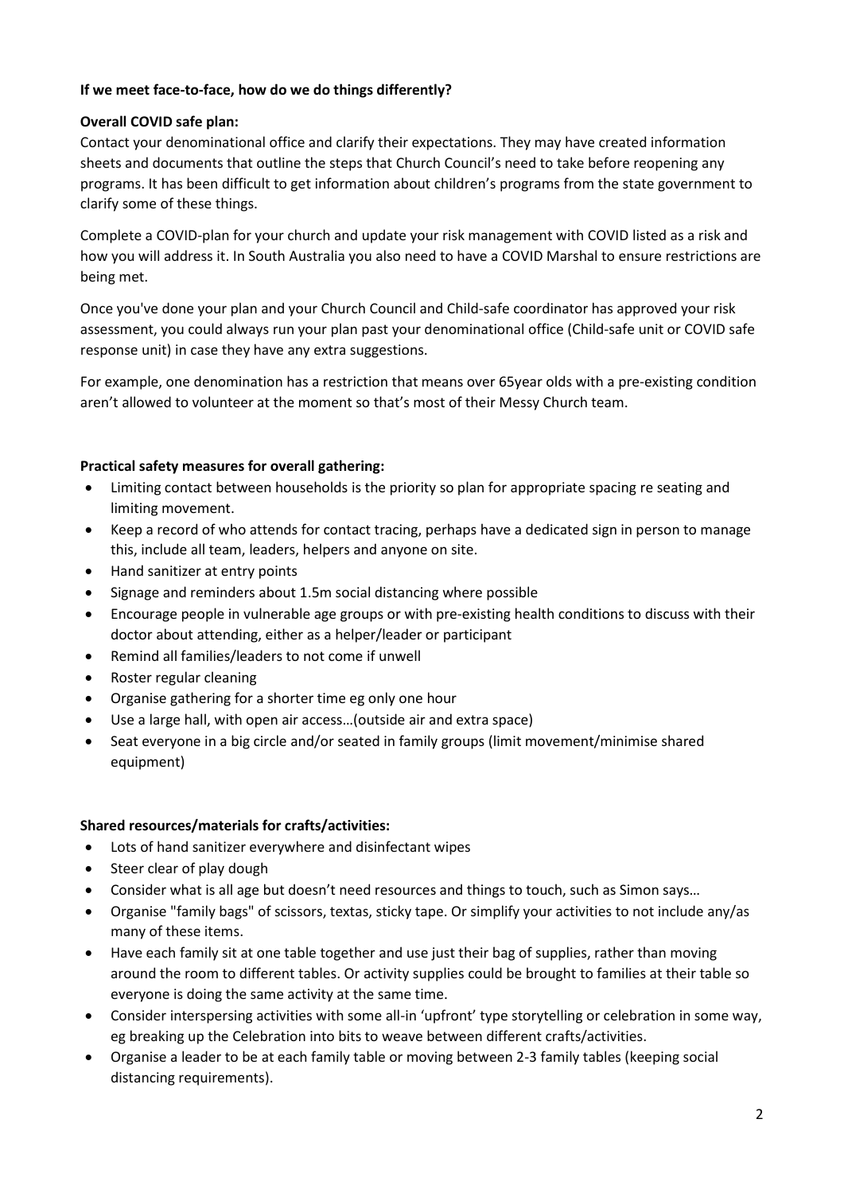**If we meet face-to-face, how do we do things differently?**

**Overall COVID safe plan:**

Contact your denominational office and clarify their expectations. They may have created information sheets and documents that outline the steps that Church Council's need to take before reopening any programs. It has been difficult to get information about children's programs from the state government to clarify some of these things.

Complete a COVID-plan for your church and update your risk management with COVID listed as a risk and how you will address it. In South Australia you also need to have a COVID Marshal to ensure restrictions are being met.

Once you've done your plan and your Church Council and Child-safe coordinator has approved your risk assessment, you could always run your plan past your denominational office (Child-safe unit or COVID safe response unit) in case they have any extra suggestions.

For example, one denomination has a restriction that means over 65year olds with a pre-existing condition aren't allowed to volunteer at the moment so that's most of their Messy Church team.

**Practical safety measures for overall gathering:**

- Limiting contact between households is the priority so plan for appropriate spacing re seating and limiting movement.
- Keep a record of who attends for contact tracing, perhaps have a dedicated sign in person to manage this, include all team, leaders, helpers and anyone on site.
- Hand sanitizer at entry points
- Signage and reminders about 1.5m social distancing where possible
- Encourage people in vulnerable age groups or with pre-existing health conditions to discuss with their doctor about attending, either as a helper/leader or participant
- Remind all families/leaders to not come if unwell
- Roster regular cleaning
- Organise gathering for a shorter time eg only one hour
- Use a large hall, with open air access…(outside air and extra space)
- Seat everyone in a big circle and/or seated in family groups (limit movement/minimise shared equipment)

**Shared resources/materials for crafts/activities:**

- Lots of hand sanitizer everywhere and disinfectant wipes
- Steer clear of play dough
- Consider what is all age but doesn't need resources and things to touch, such as Simon says…
- Organise "family bags" of scissors, textas, sticky tape. Or simplify your activities to not include any/as many of these items.
- Have each family sit at one table together and use just their bag of supplies, rather than moving around the room to different tables. Or activity supplies could be brought to families at their table so everyone is doing the same activity at the same time.
- Consider interspersing activities with some all-in 'upfront' type storytelling or celebration in some way, eg breaking up the Celebration into bits to weave between different crafts/activities.
- Organise a leader to be at each family table or moving between 2-3 family tables (keeping social distancing requirements).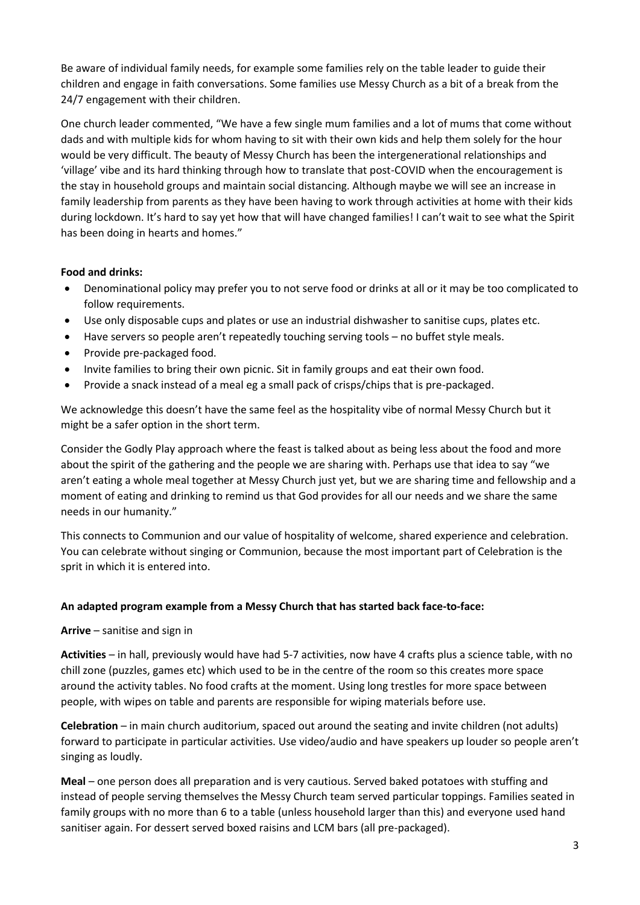Be aware of individual family needs, for example some families rely on the table leader to guide their children and engage in faith conversations. Some families use Messy Church as a bit of a break from the 24/7 engagement with their children.

One church leader commented, "We have a few single mum families and a lot of mums that come without dads and with multiple kids for whom having to sit with their own kids and help them solely for the hour would be very difficult. The beauty of Messy Church has been the intergenerational relationships and 'village' vibe and its hard thinking through how to translate that post-COVID when the encouragement is the stay in household groups and maintain social distancing. Although maybe we will see an increase in family leadership from parents as they have been having to work through activities at home with their kids during lockdown. It's hard to say yet how that will have changed families! I can't wait to see what the Spirit has been doing in hearts and homes."

**Food and drinks:**

- Denominational policy may prefer you to not serve food or drinks at all or it may be too complicated to follow requirements.
- Use only disposable cups and plates or use an industrial dishwasher to sanitise cups, plates etc.
- Have servers so people aren't repeatedly touching serving tools – no buffet style meals.
- Provide pre-packaged food.
- Invite families to bring their own picnic. Sit in family groups and eat their own food.
- Provide a snack instead of a meal eg a small pack of crisps/chips that is pre-packaged.

We acknowledge this doesn't have the same feel as the hospitality vibe of normal Messy Church but it might be a safer option in the short term.

Consider the Godly Play approach where the feast is talked about as being less about the food and more about the spirit of the gathering and the people we are sharing with. Perhaps use that idea to say "we aren't eating a whole meal together at Messy Church just yet, but we are sharing time and fellowship and a moment of eating and drinking to remind us that God provides for all our needs and we share the same needs in our humanity."

This connects to Communion and our value of hospitality of welcome, shared experience and celebration. You can celebrate without singing or Communion, because the most important part of Celebration is the sprit in which it is entered into.

**An adapted program example from a Messy Church that has started back face-to-face:**

**Arrive** – sanitise and sign in

**Activities** – in hall, previously would have had 5-7 activities, now have 4 crafts plus a science table, with no chill zone (puzzles, games etc) which used to be in the centre of the room so this creates more space around the activity tables. No food crafts at the moment. Using long trestles for more space between people, with wipes on table and parents are responsible for wiping materials before use.

**Celebration** – in main church auditorium, spaced out around the seating and invite children (not adults) forward to participate in particular activities. Use video/audio and have speakers up louder so people aren't singing as loudly.

**Meal** – one person does all preparation and is very cautious. Served baked potatoes with stuffing and instead of people serving themselves the Messy Church team served particular toppings. Families seated in family groups with no more than 6 to a table (unless household larger than this) and everyone used hand sanitiser again. For dessert served boxed raisins and LCM bars (all pre-packaged).